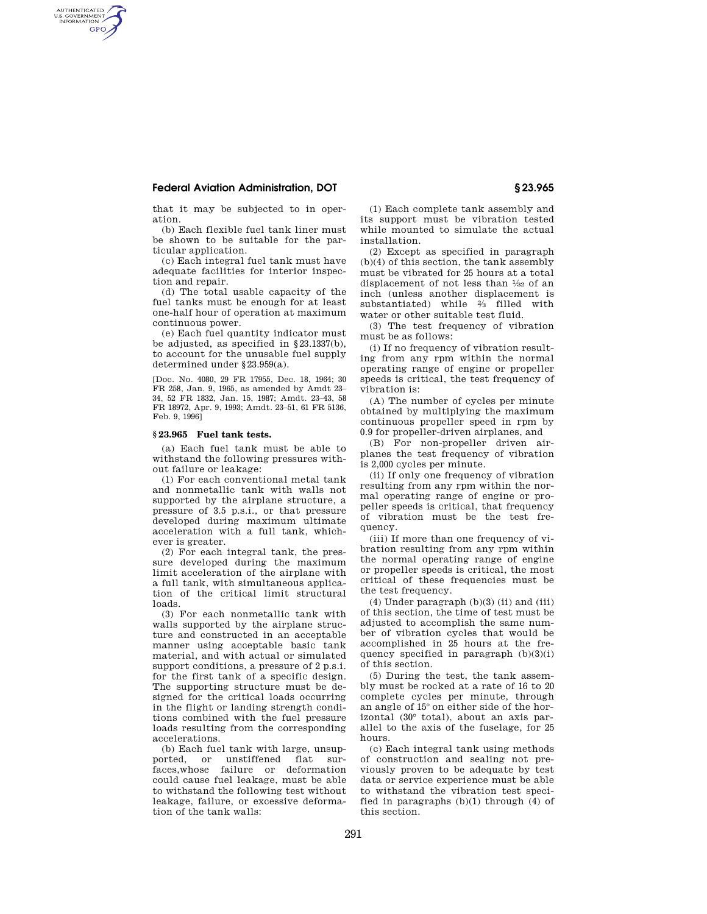that it may be subjected to in operation.

(b) Each flexible fuel tank liner must be shown to be suitable for the particular application.

(c) Each integral fuel tank must have adequate facilities for interior inspection and repair.

(d) The total usable capacity of the fuel tanks must be enough for at least one-half hour of operation at maximum continuous power.

(e) Each fuel quantity indicator must be adjusted, as specified in §23.1337(b), to account for the unusable fuel supply determined under §23.959(a).

[Doc. No. 4080, 29 FR 17955, Dec. 18, 1964; 30 FR 258, Jan. 9, 1965, as amended by Amdt 23–34, 52 FR 1832, Jan. 15, 1987; Amdt. 23–43, 58 FR 18972, Apr. 9, 1993; Amdt. 23–51, 61 FR 5136, Feb. 9, 1996]

### § 23.965 Fuel tank tests.

(a) Each fuel tank must be able to withstand the following pressures without failure or leakage:

(1) For each conventional metal tank and nonmetallic tank with walls not supported by the airplane structure, a pressure of 3.5 p.s.i., or that pressure developed during maximum ultimate acceleration with a full tank, whichever is greater.

(2) For each integral tank, the pressure developed during the maximum limit acceleration of the airplane with a full tank, with simultaneous application of the critical limit structural loads.

(3) For each nonmetallic tank with walls supported by the airplane structure and constructed in an acceptable manner using acceptable basic tank material, and with actual or simulated support conditions, a pressure of 2 p.s.i. for the first tank of a specific design. The supporting structure must be designed for the critical loads occurring in the flight or landing strength conditions combined with the fuel pressure loads resulting from the corresponding accelerations.

(b) Each fuel tank with large, unsupported, or unstiffened flat surfaces,whose failure or deformation could cause fuel leakage, must be able to withstand the following test without leakage, failure, or excessive deformation of the tank walls:

(1) Each complete tank assembly and its support must be vibration tested while mounted to simulate the actual installation.

(2) Except as specified in paragraph (b)(4) of this section, the tank assembly must be vibrated for 25 hours at a total displacement of not less than 1/32 of an inch (unless another displacement is substantiated) while 2/3 filled with water or other suitable test fluid.

(3) The test frequency of vibration must be as follows:

(i) If no frequency of vibration resulting from any rpm within the normal operating range of engine or propeller speeds is critical, the test frequency of vibration is:

(A) The number of cycles per minute obtained by multiplying the maximum continuous propeller speed in rpm by 0.9 for propeller-driven airplanes, and

(B) For non-propeller driven airplanes the test frequency of vibration is 2,000 cycles per minute.

(ii) If only one frequency of vibration resulting from any rpm within the normal operating range of engine or propeller speeds is critical, that frequency of vibration must be the test frequency.

(iii) If more than one frequency of vibration resulting from any rpm within the normal operating range of engine or propeller speeds is critical, the most critical of these frequencies must be the test frequency.

(4) Under paragraph (b)(3) (ii) and (iii) of this section, the time of test must be adjusted to accomplish the same number of vibration cycles that would be accomplished in 25 hours at the frequency specified in paragraph (b)(3)(i) of this section.

(5) During the test, the tank assembly must be rocked at a rate of 16 to 20 complete cycles per minute, through an angle of 15° on either side of the horizontal (30° total), about an axis parallel to the axis of the fuselage, for 25 hours.

(c) Each integral tank using methods of construction and sealing not previously proven to be adequate by test data or service experience must be able to withstand the vibration test specified in paragraphs (b)(1) through (4) of this section.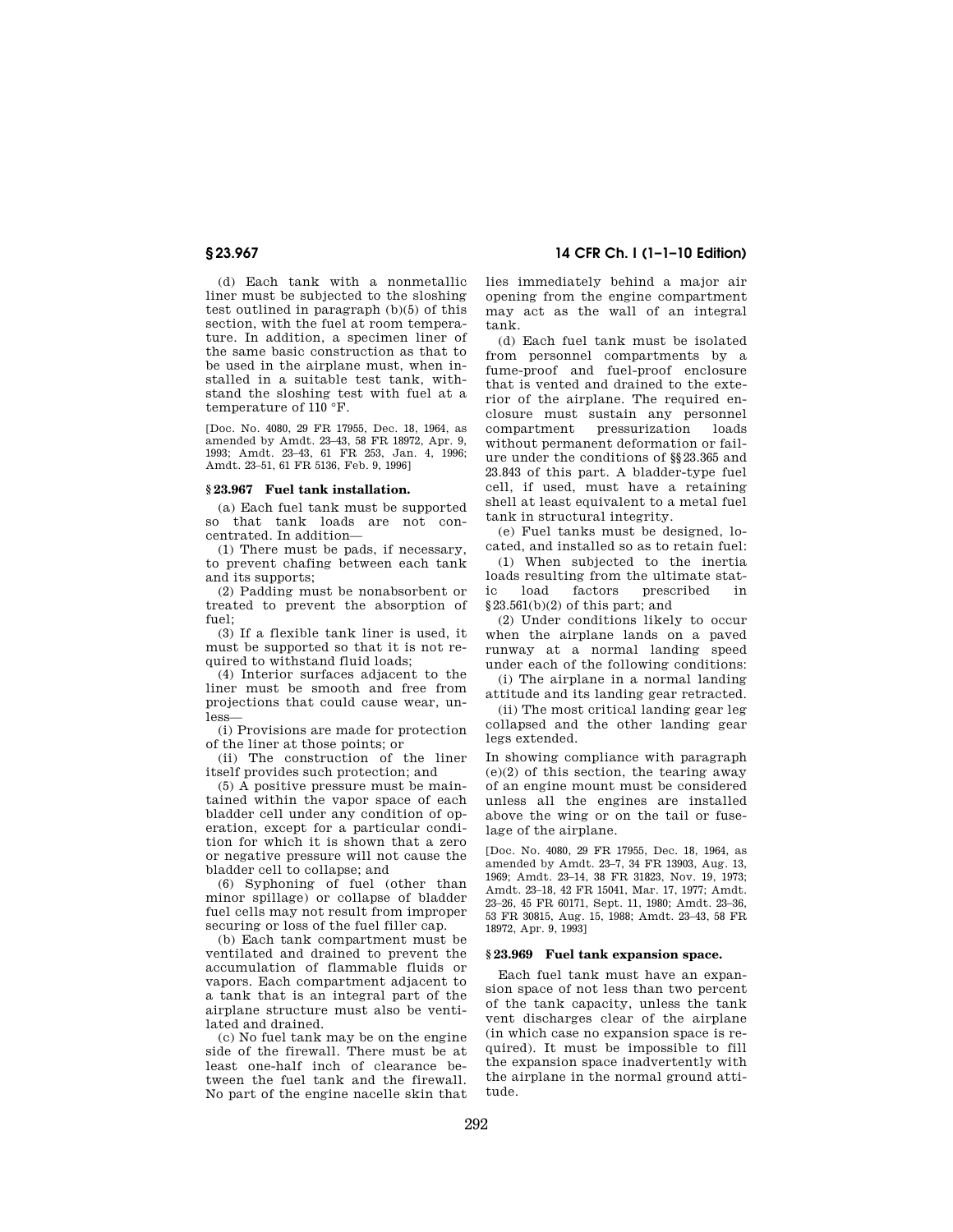(d) Each tank with a nonmetallic liner must be subjected to the sloshing test outlined in paragraph (b)(5) of this section, with the fuel at room temperature. In addition, a specimen liner of the same basic construction as that to be used in the airplane must, when installed in a suitable test tank, withstand the sloshing test with fuel at a temperature of 110 °F.

[Doc. No. 4080, 29 FR 17955, Dec. 18, 1964, as amended by Amdt. 23–43, 58 FR 18972, Apr. 9, 1993; Amdt. 23–43, 61 FR 253, Jan. 4, 1996; Amdt. 23–51, 61 FR 5136, Feb. 9, 1996]

### § 23.967 Fuel tank installation.

(a) Each fuel tank must be supported so that tank loads are not concentrated. In addition—

(1) There must be pads, if necessary, to prevent chafing between each tank and its supports;

(2) Padding must be nonabsorbent or treated to prevent the absorption of fuel;

(3) If a flexible tank liner is used, it must be supported so that it is not required to withstand fluid loads;

(4) Interior surfaces adjacent to the liner must be smooth and free from projections that could cause wear, unless—

(i) Provisions are made for protection of the liner at those points; or

(ii) The construction of the liner itself provides such protection; and

(5) A positive pressure must be maintained within the vapor space of each bladder cell under any condition of operation, except for a particular condition for which it is shown that a zero or negative pressure will not cause the bladder cell to collapse; and

(6) Syphoning of fuel (other than minor spillage) or collapse of bladder fuel cells may not result from improper securing or loss of the fuel filler cap.

(b) Each tank compartment must be ventilated and drained to prevent the accumulation of flammable fluids or vapors. Each compartment adjacent to a tank that is an integral part of the airplane structure must also be ventilated and drained.

(c) No fuel tank may be on the engine side of the firewall. There must be at least one-half inch of clearance between the fuel tank and the firewall. No part of the engine nacelle skin that lies immediately behind a major air opening from the engine compartment may act as the wall of an integral tank.

(d) Each fuel tank must be isolated from personnel compartments by a fume-proof and fuel-proof enclosure that is vented and drained to the exterior of the airplane. The required enclosure must sustain any personnel compartment pressurization loads without permanent deformation or failure under the conditions of §§ 23.365 and 23.843 of this part. A bladder-type fuel cell, if used, must have a retaining shell at least equivalent to a metal fuel tank in structural integrity.

(e) Fuel tanks must be designed, located, and installed so as to retain fuel:

(1) When subjected to the inertia loads resulting from the ultimate static load factors prescribed in § 23.561(b)(2) of this part; and

(2) Under conditions likely to occur when the airplane lands on a paved runway at a normal landing speed under each of the following conditions:

(i) The airplane in a normal landing attitude and its landing gear retracted.

(ii) The most critical landing gear leg collapsed and the other landing gear legs extended.

In showing compliance with paragraph (e)(2) of this section, the tearing away of an engine mount must be considered unless all the engines are installed above the wing or on the tail or fuselage of the airplane.

[Doc. No. 4080, 29 FR 17955, Dec. 18, 1964, as amended by Amdt. 23–7, 34 FR 13903, Aug. 13, 1969; Amdt. 23–14, 38 FR 31823, Nov. 19, 1973; Amdt. 23–18, 42 FR 15041, Mar. 17, 1977; Amdt. 23–26, 45 FR 60171, Sept. 11, 1980; Amdt. 23–36, 53 FR 30815, Aug. 15, 1988; Amdt. 23–43, 58 FR 18972, Apr. 9, 1993]

### § 23.969 Fuel tank expansion space.

Each fuel tank must have an expansion space of not less than two percent of the tank capacity, unless the tank vent discharges clear of the airplane (in which case no expansion space is required). It must be impossible to fill the expansion space inadvertently with the airplane in the normal ground attitude.